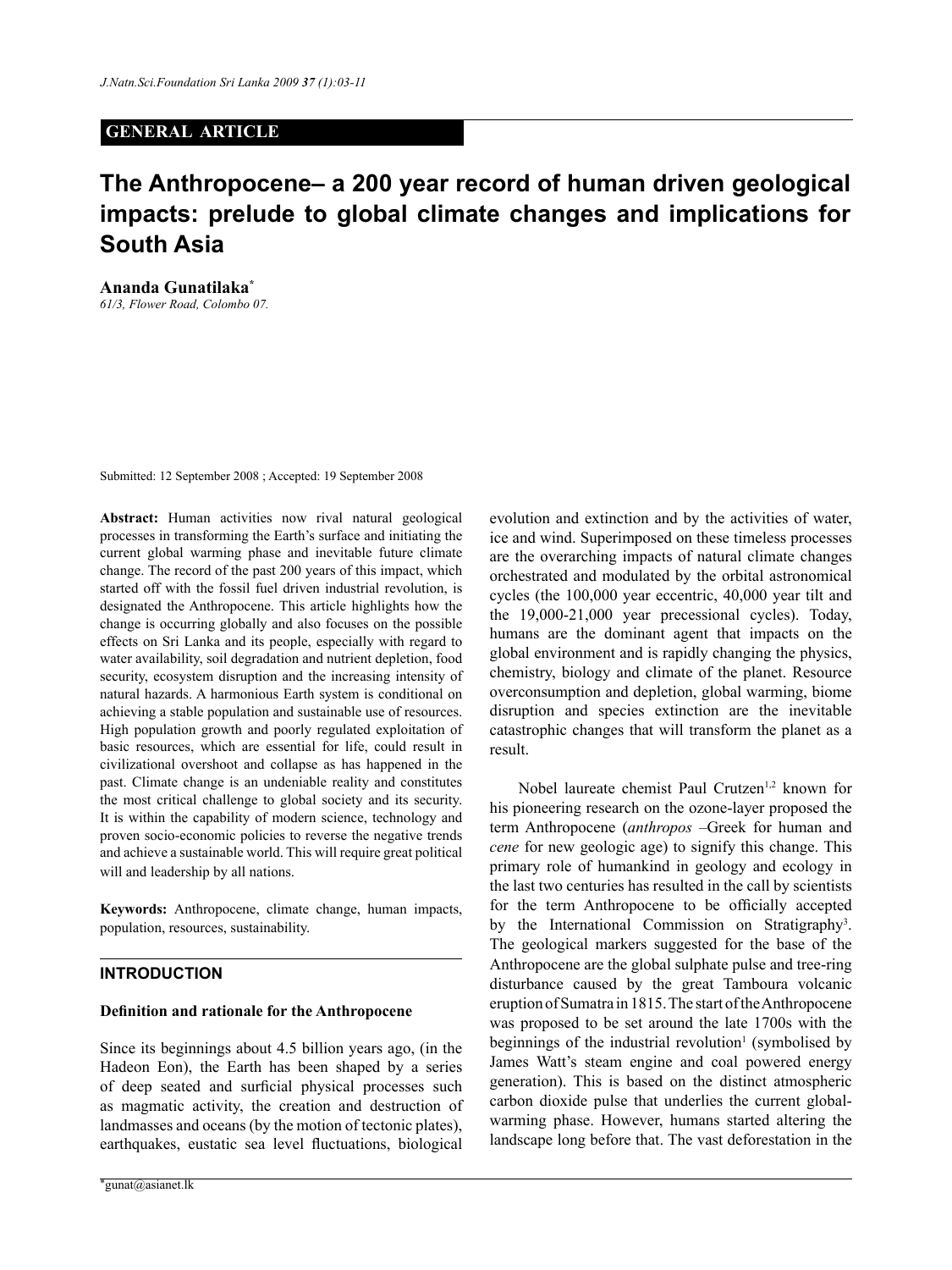**GENERAL ARTICLE**

# The Anthropocene– a 200 year record of human driven geological impacts: prelude to global climate changes and implications for South Asia

**Ananda Gunatilaka***

*61/3, Flower Road, Colombo 07.*

Submitted: 12 September 2008 ; Accepted: 19 September 2008

**Abstract:** Human activities now rival natural geological processes in transforming the Earth's surface and initiating the current global warming phase and inevitable future climate change. The record of the past 200 years of this impact, which started off with the fossil fuel driven industrial revolution, is designated the Anthropocene. This article highlights how the change is occurring globally and also focuses on the possible effects on Sri Lanka and its people, especially with regard to water availability, soil degradation and nutrient depletion, food security, ecosystem disruption and the increasing intensity of natural hazards. A harmonious Earth system is conditional on achieving a stable population and sustainable use of resources. High population growth and poorly regulated exploitation of basic resources, which are essential for life, could result in civilizational overshoot and collapse as has happened in the past. Climate change is an undeniable reality and constitutes the most critical challenge to global society and its security. It is within the capability of modern science, technology and proven socio-economic policies to reverse the negative trends and achieve a sustainable world. This will require great political will and leadership by all nations.

**Keywords:** Anthropocene, climate change, human impacts, population, resources, sustainability.

## INTRODUCTION

### Definition and rationale for the Anthropocene

Since its beginnings about 4.5 billion years ago, (in the Hadeon Eon), the Earth has been shaped by a series of deep seated and surficial physical processes such as magmatic activity, the creation and destruction of landmasses and oceans (by the motion of tectonic plates), earthquakes, eustatic sea level fluctuations, biological evolution and extinction and by the activities of water, ice and wind. Superimposed on these timeless processes are the overarching impacts of natural climate changes orchestrated and modulated by the orbital astronomical cycles (the 100,000 year eccentric, 40,000 year tilt and the 19,000-21,000 year precessional cycles). Today, humans are the dominant agent that impacts on the global environment and is rapidly changing the physics, chemistry, biology and climate of the planet. Resource overconsumption and depletion, global warming, biome disruption and species extinction are the inevitable catastrophic changes that will transform the planet as a result.

Nobel laureate chemist Paul Crutzen[1,2] known for his pioneering research on the ozone-layer proposed the term Anthropocene (*anthropos* –Greek for human and *cene* for new geologic age) to signify this change. This primary role of humankind in geology and ecology in the last two centuries has resulted in the call by scientists for the term Anthropocene to be officially accepted by the International Commission on Stratigraphy[3]. The geological markers suggested for the base of the Anthropocene are the global sulphate pulse and tree-ring disturbance caused by the great Tamboura volcanic eruption of Sumatra in 1815. The start of the Anthropocene was proposed to be set around the late 1700s with the beginnings of the industrial revolution[1] (symbolised by James Watt's steam engine and coal powered energy generation). This is based on the distinct atmospheric carbon dioxide pulse that underlies the current global-warming phase. However, humans started altering the landscape long before that. The vast deforestation in the

*gunat@asianet.lk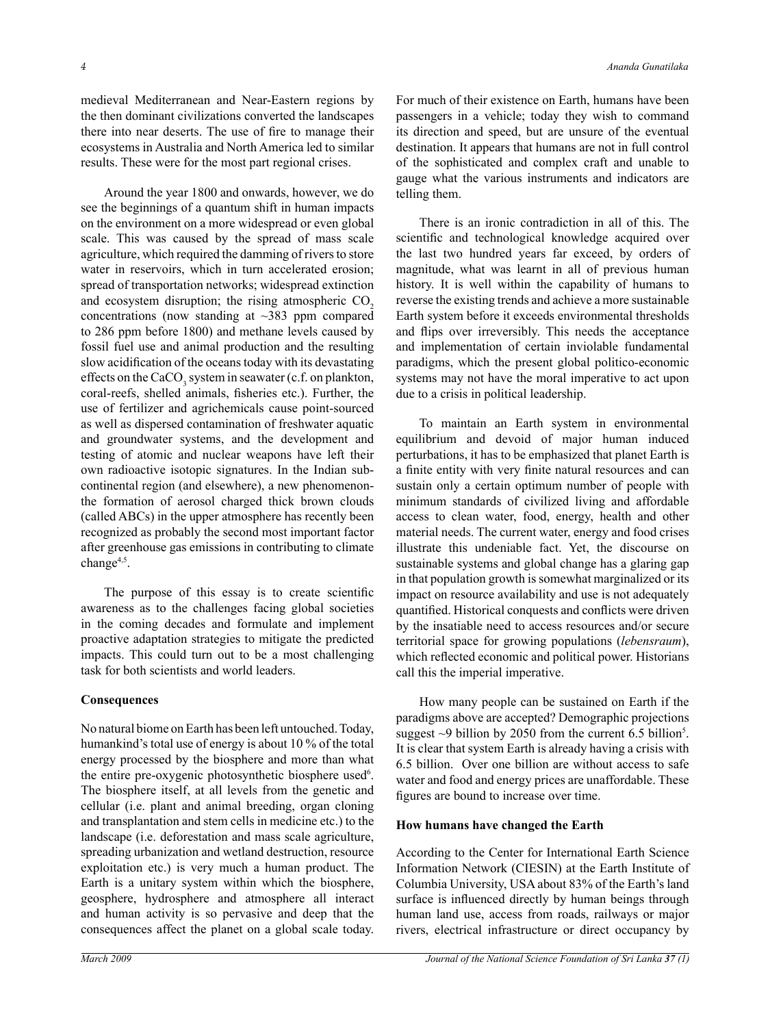medieval Mediterranean and Near-Eastern regions by the then dominant civilizations converted the landscapes there into near deserts. The use of fire to manage their ecosystems in Australia and North America led to similar results. These were for the most part regional crises.

Around the year 1800 and onwards, however, we do see the beginnings of a quantum shift in human impacts on the environment on a more widespread or even global scale. This was caused by the spread of mass scale agriculture, which required the damming of rivers to store water in reservoirs, which in turn accelerated erosion; spread of transportation networks; widespread extinction and ecosystem disruption; the rising atmospheric $CO_2$ concentrations (now standing at ~383 ppm compared to 286 ppm before 1800) and methane levels caused by fossil fuel use and animal production and the resulting slow acidification of the oceans today with its devastating effects on the $CaCO_3$ system in seawater (c.f. on plankton, coral-reefs, shelled animals, fisheries etc.). Further, the use of fertilizer and agrichemicals cause point-sourced as well as dispersed contamination of freshwater aquatic and groundwater systems, and the development and testing of atomic and nuclear weapons have left their own radioactive isotopic signatures. In the Indian sub-continental region (and elsewhere), a new phenomenon-the formation of aerosol charged thick brown clouds (called ABCs) in the upper atmosphere has recently been recognized as probably the second most important factor after greenhouse gas emissions in contributing to climate change[4,5].

The purpose of this essay is to create scientific awareness as to the challenges facing global societies in the coming decades and formulate and implement proactive adaptation strategies to mitigate the predicted impacts. This could turn out to be a most challenging task for both scientists and world leaders.

**Consequences**

No natural biome on Earth has been left untouched. Today, humankind's total use of energy is about 10 % of the total energy processed by the biosphere and more than what the entire pre-oxygenic photosynthetic biosphere used[6]. The biosphere itself, at all levels from the genetic and cellular (i.e. plant and animal breeding, organ cloning and transplantation and stem cells in medicine etc.) to the landscape (i.e. deforestation and mass scale agriculture, spreading urbanization and wetland destruction, resource exploitation etc.) is very much a human product. The Earth is a unitary system within which the biosphere, geosphere, hydrosphere and atmosphere all interact and human activity is so pervasive and deep that the consequences affect the planet on a global scale today. For much of their existence on Earth, humans have been passengers in a vehicle; today they wish to command its direction and speed, but are unsure of the eventual destination. It appears that humans are not in full control of the sophisticated and complex craft and unable to gauge what the various instruments and indicators are telling them.

There is an ironic contradiction in all of this. The scientific and technological knowledge acquired over the last two hundred years far exceed, by orders of magnitude, what was learnt in all of previous human history. It is well within the capability of humans to reverse the existing trends and achieve a more sustainable Earth system before it exceeds environmental thresholds and flips over irreversibly. This needs the acceptance and implementation of certain inviolable fundamental paradigms, which the present global politico-economic systems may not have the moral imperative to act upon due to a crisis in political leadership.

To maintain an Earth system in environmental equilibrium and devoid of major human induced perturbations, it has to be emphasized that planet Earth is a finite entity with very finite natural resources and can sustain only a certain optimum number of people with minimum standards of civilized living and affordable access to clean water, food, energy, health and other material needs. The current water, energy and food crises illustrate this undeniable fact. Yet, the discourse on sustainable systems and global change has a glaring gap in that population growth is somewhat marginalized or its impact on resource availability and use is not adequately quantified. Historical conquests and conflicts were driven by the insatiable need to access resources and/or secure territorial space for growing populations (*lebensraum*), which reflected economic and political power. Historians call this the imperial imperative.

How many people can be sustained on Earth if the paradigms above are accepted? Demographic projections suggest ~9 billion by 2050 from the current 6.5 billion[5]. It is clear that system Earth is already having a crisis with 6.5 billion. Over one billion are without access to safe water and food and energy prices are unaffordable. These figures are bound to increase over time.

**How humans have changed the Earth**

According to the Center for International Earth Science Information Network (CIESIN) at the Earth Institute of Columbia University, USA about 83% of the Earth's land surface is influenced directly by human beings through human land use, access from roads, railways or major rivers, electrical infrastructure or direct occupancy by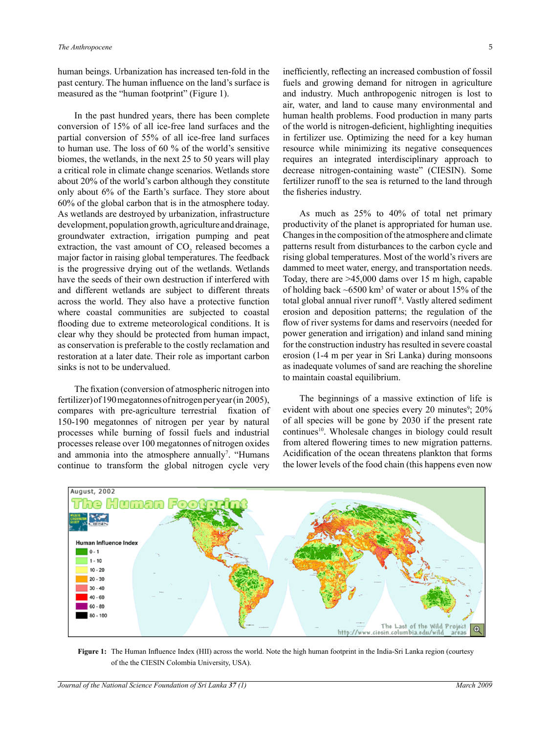human beings. Urbanization has increased ten-fold in the past century. The human influence on the land's surface is measured as the "human footprint" (Figure 1).

In the past hundred years, there has been complete conversion of 15% of all ice-free land surfaces and the partial conversion of 55% of all ice-free land surfaces to human use. The loss of 60 % of the world's sensitive biomes, the wetlands, in the next 25 to 50 years will play a critical role in climate change scenarios. Wetlands store about 20% of the world's carbon although they constitute only about 6% of the Earth's surface. They store about 60% of the global carbon that is in the atmosphere today. As wetlands are destroyed by urbanization, infrastructure development, population growth, agriculture and drainage, groundwater extraction, irrigation pumping and peat extraction, the vast amount of $CO_2$ released becomes a major factor in raising global temperatures. The feedback is the progressive drying out of the wetlands. Wetlands have the seeds of their own destruction if interfered with and different wetlands are subject to different threats across the world. They also have a protective function where coastal communities are subjected to coastal flooding due to extreme meteorological conditions. It is clear why they should be protected from human impact, as conservation is preferable to the costly reclamation and restoration at a later date. Their role as important carbon sinks is not to be undervalued.

The fixation (conversion of atmospheric nitrogen into fertilizer) of 190 megatonnes of nitrogen per year (in 2005), compares with pre-agriculture terrestrial fixation of 150-190 megatonnes of nitrogen per year by natural processes while burning of fossil fuels and industrial processes release over 100 megatonnes of nitrogen oxides and ammonia into the atmosphere annually[7]. "Humans continue to transform the global nitrogen cycle very inefficiently, reflecting an increased combustion of fossil fuels and growing demand for nitrogen in agriculture and industry. Much anthropogenic nitrogen is lost to air, water, and land to cause many environmental and human health problems. Food production in many parts of the world is nitrogen-deficient, highlighting inequities in fertilizer use. Optimizing the need for a key human resource while minimizing its negative consequences requires an integrated interdisciplinary approach to decrease nitrogen-containing waste" (CIESIN). Some fertilizer runoff to the sea is returned to the land through the fisheries industry.

As much as 25% to 40% of total net primary productivity of the planet is appropriated for human use. Changes in the composition of the atmosphere and climate patterns result from disturbances to the carbon cycle and rising global temperatures. Most of the world's rivers are dammed to meet water, energy, and transportation needs. Today, there are >45,000 dams over 15 m high, capable of holding back ~6500 $km^3$ of water or about 15% of the total global annual river runoff[8]. Vastly altered sediment erosion and deposition patterns; the regulation of the flow of river systems for dams and reservoirs (needed for power generation and irrigation) and inland sand mining for the construction industry has resulted in severe coastal erosion (1-4 m per year in Sri Lanka) during monsoons as inadequate volumes of sand are reaching the shoreline to maintain coastal equilibrium.

The beginnings of a massive extinction of life is evident with about one species every 20 minutes[9]; 20% of all species will be gone by 2030 if the present rate continues[10]. Wholesale changes in biology could result from altered flowering times to new migration patterns. Acidification of the ocean threatens plankton that forms the lower levels of the food chain (this happens even now

**Figure 1:** The Human Influence Index (HII) across the world. Note the high human footprint in the India-Sri Lanka region (courtesy of the the CIESIN Colombia University, USA).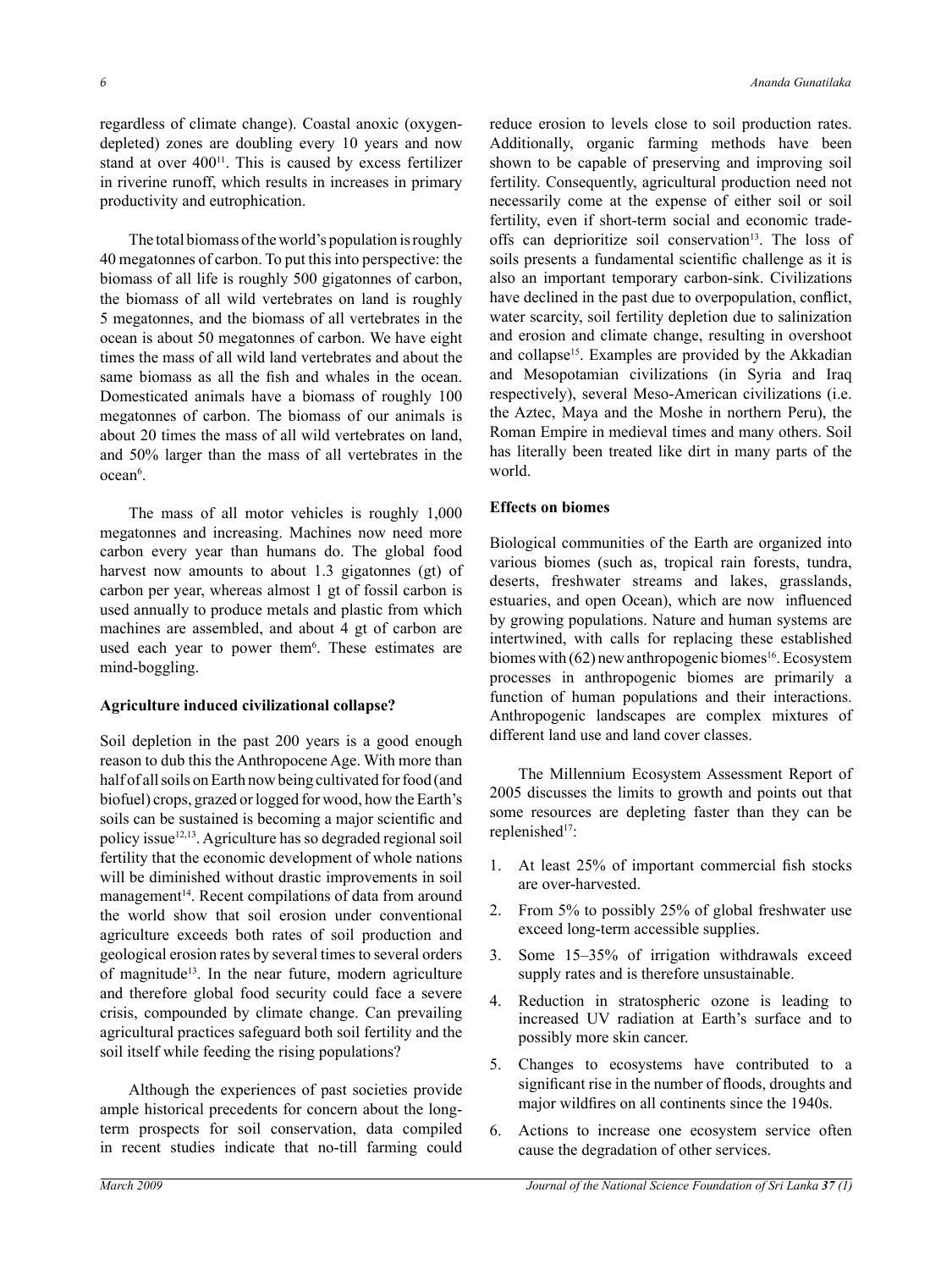regardless of climate change). Coastal anoxic (oxygen-depleted) zones are doubling every 10 years and now stand at over 400[11]. This is caused by excess fertilizer in riverine runoff, which results in increases in primary productivity and eutrophication.

The total biomass of the world's population is roughly 40 megatonnes of carbon. To put this into perspective: the biomass of all life is roughly 500 gigatonnes of carbon, the biomass of all wild vertebrates on land is roughly 5 megatonnes, and the biomass of all vertebrates in the ocean is about 50 megatonnes of carbon. We have eight times the mass of all wild land vertebrates and about the same biomass as all the fish and whales in the ocean. Domesticated animals have a biomass of roughly 100 megatonnes of carbon. The biomass of our animals is about 20 times the mass of all wild vertebrates on land, and 50% larger than the mass of all vertebrates in the ocean[6].

The mass of all motor vehicles is roughly 1,000 megatonnes and increasing. Machines now need more carbon every year than humans do. The global food harvest now amounts to about 1.3 gigatonnes (gt) of carbon per year, whereas almost 1 gt of fossil carbon is used annually to produce metals and plastic from which machines are assembled, and about 4 gt of carbon are used each year to power them[6]. These estimates are mind-boggling.

**Agriculture induced civilizational collapse?**

Soil depletion in the past 200 years is a good enough reason to dub this the Anthropocene Age. With more than half of all soils on Earth now being cultivated for food (and biofuel) crops, grazed or logged for wood, how the Earth's soils can be sustained is becoming a major scientific and policy issue[12,13]. Agriculture has so degraded regional soil fertility that the economic development of whole nations will be diminished without drastic improvements in soil management[14]. Recent compilations of data from around the world show that soil erosion under conventional agriculture exceeds both rates of soil production and geological erosion rates by several times to several orders of magnitude[13]. In the near future, modern agriculture and therefore global food security could face a severe crisis, compounded by climate change. Can prevailing agricultural practices safeguard both soil fertility and the soil itself while feeding the rising populations?

Although the experiences of past societies provide ample historical precedents for concern about the long-term prospects for soil conservation, data compiled in recent studies indicate that no-till farming could reduce erosion to levels close to soil production rates. Additionally, organic farming methods have been shown to be capable of preserving and improving soil fertility. Consequently, agricultural production need not necessarily come at the expense of either soil or soil fertility, even if short-term social and economic trade-offs can deprioritize soil conservation[13]. The loss of soils presents a fundamental scientific challenge as it is also an important temporary carbon-sink. Civilizations have declined in the past due to overpopulation, conflict, water scarcity, soil fertility depletion due to salinization and erosion and climate change, resulting in overshoot and collapse[15]. Examples are provided by the Akkadian and Mesopotamian civilizations (in Syria and Iraq respectively), several Meso-American civilizations (i.e. the Aztec, Maya and the Moshe in northern Peru), the Roman Empire in medieval times and many others. Soil has literally been treated like dirt in many parts of the world.

**Effects on biomes**

Biological communities of the Earth are organized into various biomes (such as, tropical rain forests, tundra, deserts, freshwater streams and lakes, grasslands, estuaries, and open Ocean), which are now influenced by growing populations. Nature and human systems are intertwined, with calls for replacing these established biomes with (62) new anthropogenic biomes[16]. Ecosystem processes in anthropogenic biomes are primarily a function of human populations and their interactions. Anthropogenic landscapes are complex mixtures of different land use and land cover classes.

The Millennium Ecosystem Assessment Report of 2005 discusses the limits to growth and points out that some resources are depleting faster than they can be replenished[17]:

1. At least 25% of important commercial fish stocks are over-harvested.
2. From 5% to possibly 25% of global freshwater use exceed long-term accessible supplies.
3. Some 15–35% of irrigation withdrawals exceed supply rates and is therefore unsustainable.
4. Reduction in stratospheric ozone is leading to increased UV radiation at Earth's surface and to possibly more skin cancer.
5. Changes to ecosystems have contributed to a significant rise in the number of floods, droughts and major wildfires on all continents since the 1940s.
6. Actions to increase one ecosystem service often cause the degradation of other services.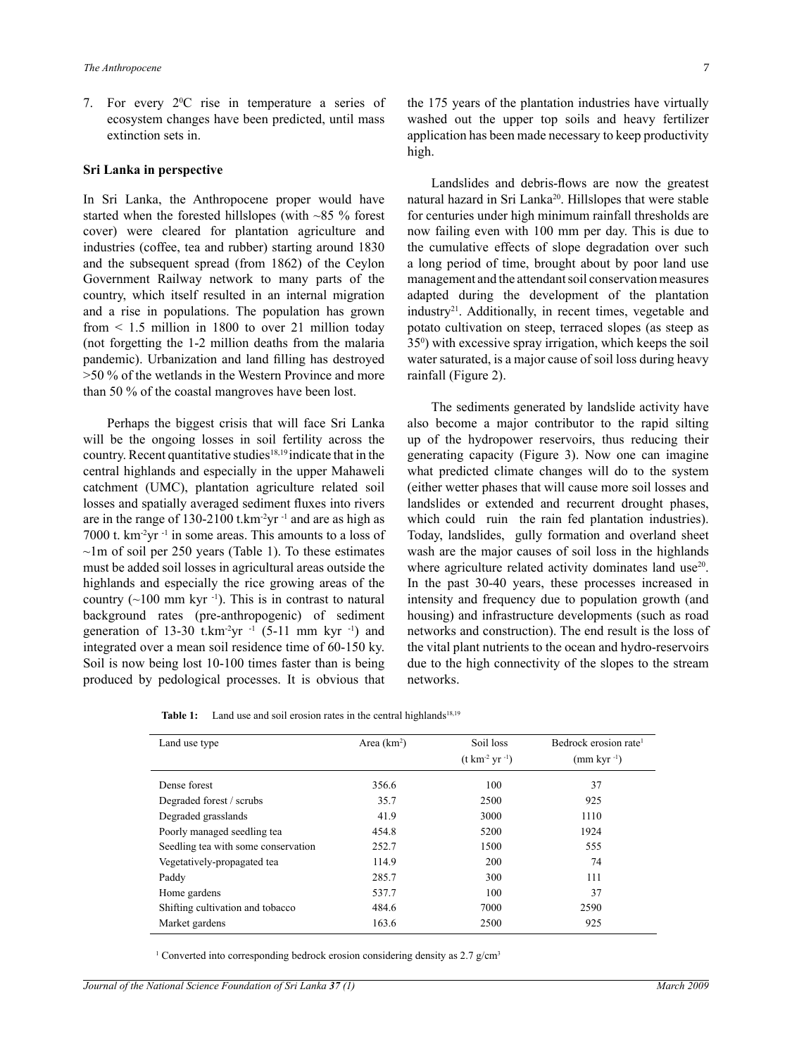7. For every $2^0$C rise in temperature a series of ecosystem changes have been predicted, until mass extinction sets in.

### Sri Lanka in perspective

In Sri Lanka, the Anthropocene proper would have started when the forested hillslopes (with ~85 % forest cover) were cleared for plantation agriculture and industries (coffee, tea and rubber) starting around 1830 and the subsequent spread (from 1862) of the Ceylon Government Railway network to many parts of the country, which itself resulted in an internal migration and a rise in populations. The population has grown from < 1.5 million in 1800 to over 21 million today (not forgetting the 1-2 million deaths from the malaria pandemic). Urbanization and land filling has destroyed >50 % of the wetlands in the Western Province and more than 50 % of the coastal mangroves have been lost.

Perhaps the biggest crisis that will face Sri Lanka will be the ongoing losses in soil fertility across the country. Recent quantitative studies[18,19] indicate that in the central highlands and especially in the upper Mahaweli catchment (UMC), plantation agriculture related soil losses and spatially averaged sediment fluxes into rivers are in the range of 130-2100 t.km$^{-2}$yr$^{-1}$ and are as high as 7000 t. km$^{-2}$yr$^{-1}$ in some areas. This amounts to a loss of ~1m of soil per 250 years (Table 1). To these estimates must be added soil losses in agricultural areas outside the highlands and especially the rice growing areas of the country (~100 mm kyr$^{-1}$). This is in contrast to natural background rates (pre-anthropogenic) of sediment generation of 13-30 t.km$^{-2}$yr$^{-1}$ (5-11 mm kyr$^{-1}$) and integrated over a mean soil residence time of 60-150 ky. Soil is now being lost 10-100 times faster than is being produced by pedological processes. It is obvious that the 175 years of the plantation industries have virtually washed out the upper top soils and heavy fertilizer application has been made necessary to keep productivity high.

Landslides and debris-flows are now the greatest natural hazard in Sri Lanka[20]. Hillslopes that were stable for centuries under high minimum rainfall thresholds are now failing even with 100 mm per day. This is due to the cumulative effects of slope degradation over such a long period of time, brought about by poor land use management and the attendant soil conservation measures adapted during the development of the plantation industry[21]. Additionally, in recent times, vegetable and potato cultivation on steep, terraced slopes (as steep as $35^0$) with excessive spray irrigation, which keeps the soil water saturated, is a major cause of soil loss during heavy rainfall (Figure 2).

The sediments generated by landslide activity have also become a major contributor to the rapid silting up of the hydropower reservoirs, thus reducing their generating capacity (Figure 3). Now one can imagine what predicted climate changes will do to the system (either wetter phases that will cause more soil losses and landslides or extended and recurrent drought phases, which could ruin the rain fed plantation industries). Today, landslides, gully formation and overland sheet wash are the major causes of soil loss in the highlands where agriculture related activity dominates land use[20]. In the past 30-40 years, these processes increased in intensity and frequency due to population growth (and housing) and infrastructure developments (such as road networks and construction). The end result is the loss of the vital plant nutrients to the ocean and hydro-reservoirs due to the high connectivity of the slopes to the stream networks.

**Table 1:** Land use and soil erosion rates in the central highlands[18,19]

| Land use type | Area (km$^2$) | Soil loss (t km$^{-2}$ yr$^{-1}$) | Bedrock erosion rate[1] (mm kyr$^{-1}$) |
|---|---|---|---|
| Dense forest | 356.6 | 100 | 37 |
| Degraded forest / scrubs | 35.7 | 2500 | 925 |
| Degraded grasslands | 41.9 | 3000 | 1110 |
| Poorly managed seedling tea | 454.8 | 5200 | 1924 |
| Seedling tea with some conservation | 252.7 | 1500 | 555 |
| Vegetatively-propagated tea | 114.9 | 200 | 74 |
| Paddy | 285.7 | 300 | 111 |
| Home gardens | 537.7 | 100 | 37 |
| Shifting cultivation and tobacco | 484.6 | 7000 | 2590 |
| Market gardens | 163.6 | 2500 | 925 |

[1] Converted into corresponding bedrock erosion considering density as 2.7 g/cm$^3$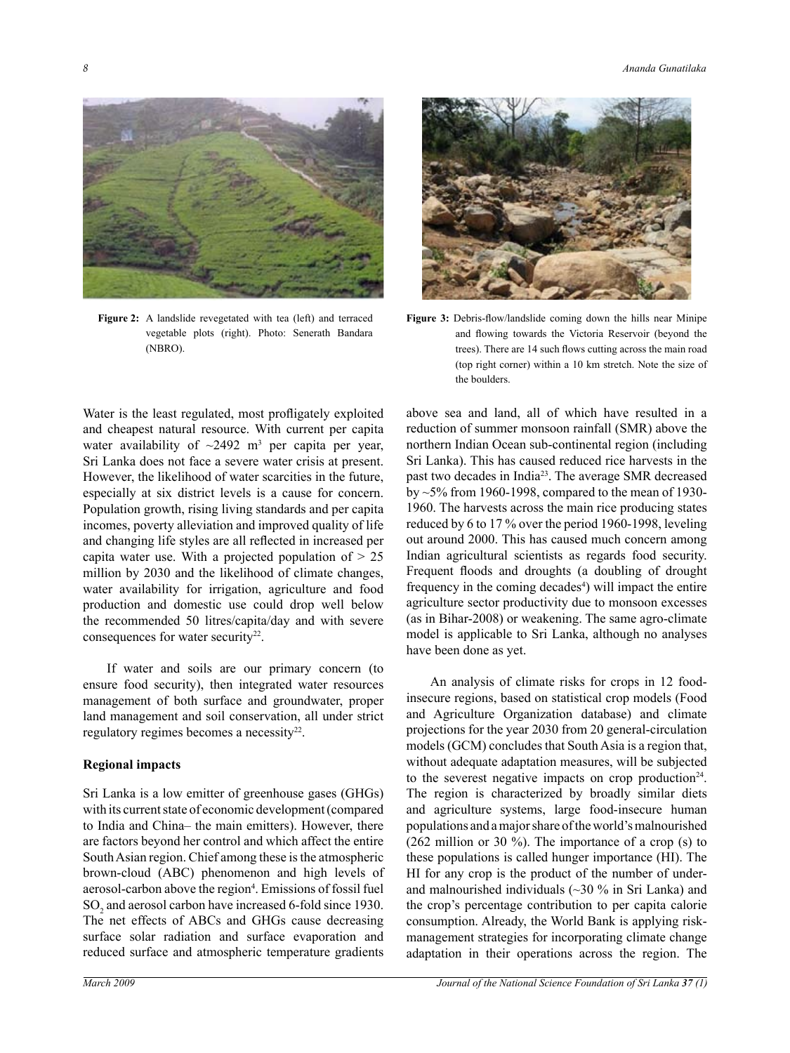**Figure 2:** A landslide revegetated with tea (left) and terraced vegetable plots (right). Photo: Senerath Bandara (NBRO).

**Figure 3:** Debris-flow/landslide coming down the hills near Minipe and flowing towards the Victoria Reservoir (beyond the trees). There are 14 such flows cutting across the main road (top right corner) within a 10 km stretch. Note the size of the boulders.

Water is the least regulated, most profligately exploited and cheapest natural resource. With current per capita water availability of ~2492 $m^3$ per capita per year, Sri Lanka does not face a severe water crisis at present. However, the likelihood of water scarcities in the future, especially at six district levels is a cause for concern. Population growth, rising living standards and per capita incomes, poverty alleviation and improved quality of life and changing life styles are all reflected in increased per capita water use. With a projected population of > 25 million by 2030 and the likelihood of climate changes, water availability for irrigation, agriculture and food production and domestic use could drop well below the recommended 50 litres/capita/day and with severe consequences for water security[22].

If water and soils are our primary concern (to ensure food security), then integrated water resources management of both surface and groundwater, proper land management and soil conservation, all under strict regulatory regimes becomes a necessity[22].

**Regional impacts**

Sri Lanka is a low emitter of greenhouse gases (GHGs) with its current state of economic development (compared to India and China– the main emitters). However, there are factors beyond her control and which affect the entire South Asian region. Chief among these is the atmospheric brown-cloud (ABC) phenomenon and high levels of aerosol-carbon above the region[4]. Emissions of fossil fuel $SO_2$ and aerosol carbon have increased 6-fold since 1930. The net effects of ABCs and GHGs cause decreasing surface solar radiation and surface evaporation and reduced surface and atmospheric temperature gradients above sea and land, all of which have resulted in a reduction of summer monsoon rainfall (SMR) above the northern Indian Ocean sub-continental region (including Sri Lanka). This has caused reduced rice harvests in the past two decades in India[23]. The average SMR decreased by ~5% from 1960-1998, compared to the mean of 1930-1960. The harvests across the main rice producing states reduced by 6 to 17 % over the period 1960-1998, leveling out around 2000. This has caused much concern among Indian agricultural scientists as regards food security. Frequent floods and droughts (a doubling of drought frequency in the coming decades[4]) will impact the entire agriculture sector productivity due to monsoon excesses (as in Bihar-2008) or weakening. The same agro-climate model is applicable to Sri Lanka, although no analyses have been done as yet.

An analysis of climate risks for crops in 12 food-insecure regions, based on statistical crop models (Food and Agriculture Organization database) and climate projections for the year 2030 from 20 general-circulation models (GCM) concludes that South Asia is a region that, without adequate adaptation measures, will be subjected to the severest negative impacts on crop production[24]. The region is characterized by broadly similar diets and agriculture systems, large food-insecure human populations and a major share of the world's malnourished (262 million or 30 %). The importance of a crop (s) to these populations is called hunger importance (HI). The HI for any crop is the product of the number of under- and malnourished individuals (~30 % in Sri Lanka) and the crop's percentage contribution to per capita calorie consumption. Already, the World Bank is applying risk-management strategies for incorporating climate change adaptation in their operations across the region. The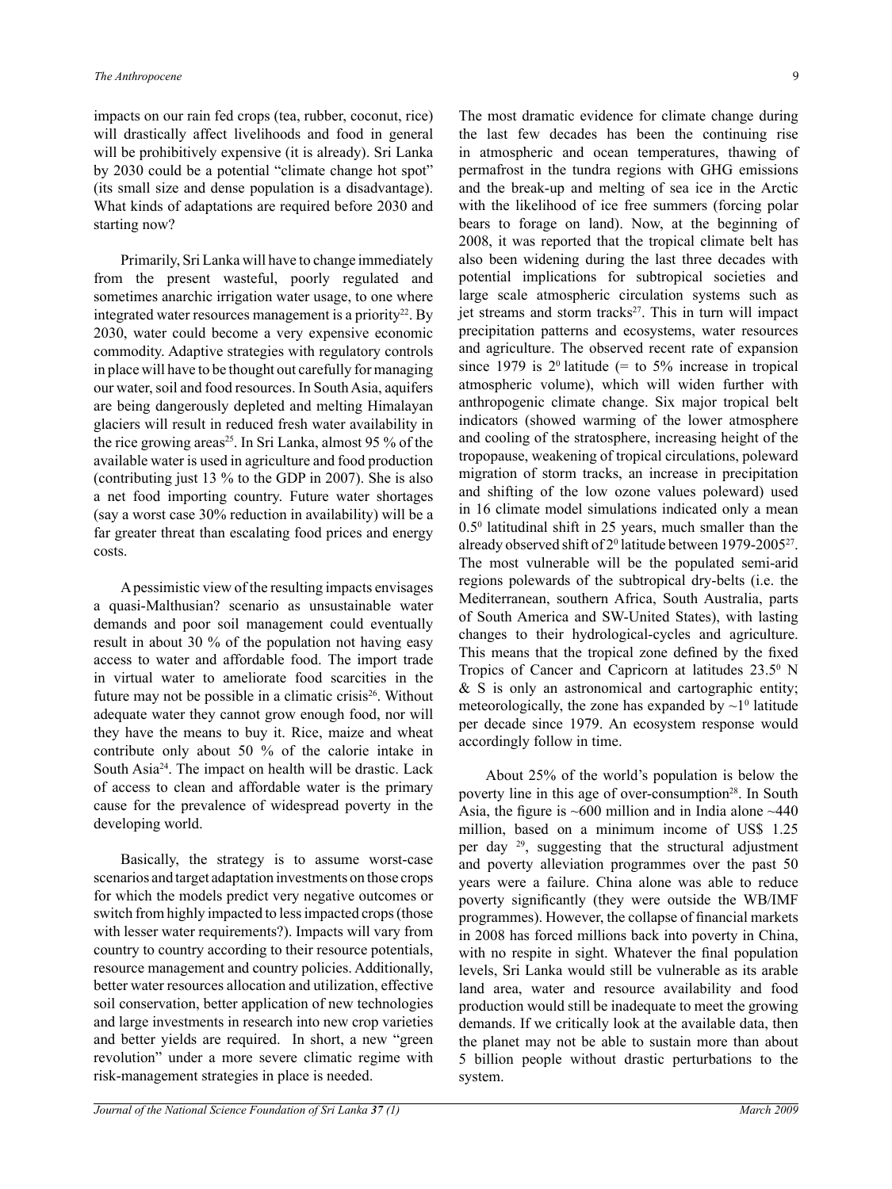impacts on our rain fed crops (tea, rubber, coconut, rice) will drastically affect livelihoods and food in general will be prohibitively expensive (it is already). Sri Lanka by 2030 could be a potential "climate change hot spot" (its small size and dense population is a disadvantage). What kinds of adaptations are required before 2030 and starting now?

Primarily, Sri Lanka will have to change immediately from the present wasteful, poorly regulated and sometimes anarchic irrigation water usage, to one where integrated water resources management is a priority[22]. By 2030, water could become a very expensive economic commodity. Adaptive strategies with regulatory controls in place will have to be thought out carefully for managing our water, soil and food resources. In South Asia, aquifers are being dangerously depleted and melting Himalayan glaciers will result in reduced fresh water availability in the rice growing areas[25]. In Sri Lanka, almost 95 % of the available water is used in agriculture and food production (contributing just 13 % to the GDP in 2007). She is also a net food importing country. Future water shortages (say a worst case 30% reduction in availability) will be a far greater threat than escalating food prices and energy costs.

A pessimistic view of the resulting impacts envisages a quasi-Malthusian? scenario as unsustainable water demands and poor soil management could eventually result in about 30 % of the population not having easy access to water and affordable food. The import trade in virtual water to ameliorate food scarcities in the future may not be possible in a climatic crisis[26]. Without adequate water they cannot grow enough food, nor will they have the means to buy it. Rice, maize and wheat contribute only about 50 % of the calorie intake in South Asia[24]. The impact on health will be drastic. Lack of access to clean and affordable water is the primary cause for the prevalence of widespread poverty in the developing world.

Basically, the strategy is to assume worst-case scenarios and target adaptation investments on those crops for which the models predict very negative outcomes or switch from highly impacted to less impacted crops (those with lesser water requirements?). Impacts will vary from country to country according to their resource potentials, resource management and country policies. Additionally, better water resources allocation and utilization, effective soil conservation, better application of new technologies and large investments in research into new crop varieties and better yields are required. In short, a new "green revolution" under a more severe climatic regime with risk-management strategies in place is needed.

The most dramatic evidence for climate change during the last few decades has been the continuing rise in atmospheric and ocean temperatures, thawing of permafrost in the tundra regions with GHG emissions and the break-up and melting of sea ice in the Arctic with the likelihood of ice free summers (forcing polar bears to forage on land). Now, at the beginning of 2008, it was reported that the tropical climate belt has also been widening during the last three decades with potential implications for subtropical societies and large scale atmospheric circulation systems such as jet streams and storm tracks[27]. This in turn will impact precipitation patterns and ecosystems, water resources and agriculture. The observed recent rate of expansion since 1979 is $2^0$ latitude (= to 5% increase in tropical atmospheric volume), which will widen further with anthropogenic climate change. Six major tropical belt indicators (showed warming of the lower atmosphere and cooling of the stratosphere, increasing height of the tropopause, weakening of tropical circulations, poleward migration of storm tracks, an increase in precipitation and shifting of the low ozone values poleward) used in 16 climate model simulations indicated only a mean $0.5^0$ latitudinal shift in 25 years, much smaller than the already observed shift of $2^0$ latitude between 1979-2005[27]. The most vulnerable will be the populated semi-arid regions polewards of the subtropical dry-belts (i.e. the Mediterranean, southern Africa, South Australia, parts of South America and SW-United States), with lasting changes to their hydrological-cycles and agriculture. This means that the tropical zone defined by the fixed Tropics of Cancer and Capricorn at latitudes $23.5^0$ N & S is only an astronomical and cartographic entity; meteorologically, the zone has expanded by $\sim1^0$ latitude per decade since 1979. An ecosystem response would accordingly follow in time.

About 25% of the world's population is below the poverty line in this age of over-consumption[28]. In South Asia, the figure is ~600 million and in India alone ~440 million, based on a minimum income of US$ 1.25 per day [29], suggesting that the structural adjustment and poverty alleviation programmes over the past 50 years were a failure. China alone was able to reduce poverty significantly (they were outside the WB/IMF programmes). However, the collapse of financial markets in 2008 has forced millions back into poverty in China, with no respite in sight. Whatever the final population levels, Sri Lanka would still be vulnerable as its arable land area, water and resource availability and food production would still be inadequate to meet the growing demands. If we critically look at the available data, then the planet may not be able to sustain more than about 5 billion people without drastic perturbations to the system.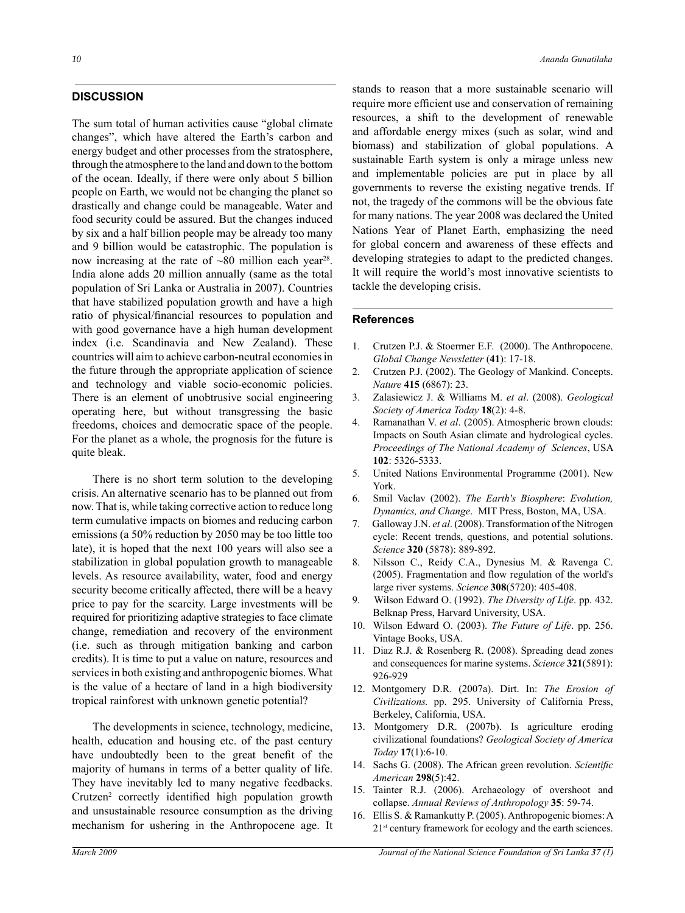## DISCUSSION

The sum total of human activities cause "global climate changes", which have altered the Earth's carbon and energy budget and other processes from the stratosphere, through the atmosphere to the land and down to the bottom of the ocean. Ideally, if there were only about 5 billion people on Earth, we would not be changing the planet so drastically and change could be manageable. Water and food security could be assured. But the changes induced by six and a half billion people may be already too many and 9 billion would be catastrophic. The population is now increasing at the rate of ~80 million each year[28]. India alone adds 20 million annually (same as the total population of Sri Lanka or Australia in 2007). Countries that have stabilized population growth and have a high ratio of physical/financial resources to population and with good governance have a high human development index (i.e. Scandinavia and New Zealand). These countries will aim to achieve carbon-neutral economies in the future through the appropriate application of science and technology and viable socio-economic policies. There is an element of unobtrusive social engineering operating here, but without transgressing the basic freedoms, choices and democratic space of the people. For the planet as a whole, the prognosis for the future is quite bleak.

There is no short term solution to the developing crisis. An alternative scenario has to be planned out from now. That is, while taking corrective action to reduce long term cumulative impacts on biomes and reducing carbon emissions (a 50% reduction by 2050 may be too little too late), it is hoped that the next 100 years will also see a stabilization in global population growth to manageable levels. As resource availability, water, food and energy security become critically affected, there will be a heavy price to pay for the scarcity. Large investments will be required for prioritizing adaptive strategies to face climate change, remediation and recovery of the environment (i.e. such as through mitigation banking and carbon credits). It is time to put a value on nature, resources and services in both existing and anthropogenic biomes. What is the value of a hectare of land in a high biodiversity tropical rainforest with unknown genetic potential?

The developments in science, technology, medicine, health, education and housing etc. of the past century have undoubtedly been to the great benefit of the majority of humans in terms of a better quality of life. They have inevitably led to many negative feedbacks. Crutzen[2] correctly identified high population growth and unsustainable resource consumption as the driving mechanism for ushering in the Anthropocene age. It stands to reason that a more sustainable scenario will require more efficient use and conservation of remaining resources, a shift to the development of renewable and affordable energy mixes (such as solar, wind and biomass) and stabilization of global populations. A sustainable Earth system is only a mirage unless new and implementable policies are put in place by all governments to reverse the existing negative trends. If not, the tragedy of the commons will be the obvious fate for many nations. The year 2008 was declared the United Nations Year of Planet Earth, emphasizing the need for global concern and awareness of these effects and developing strategies to adapt to the predicted changes. It will require the world's most innovative scientists to tackle the developing crisis.

## References

1. Crutzen P.J. & Stoermer E.F. (2000). The Anthropocene. *Global Change Newsletter* (**41**): 17-18.
2. Crutzen P.J. (2002). The Geology of Mankind. Concepts. *Nature* **415** (6867): 23.
3. Zalasiewicz J. & Williams M. *et al*. (2008). *Geological Society of America Today* **18**(2): 4-8.
4. Ramanathan V. *et al*. (2005). Atmospheric brown clouds: Impacts on South Asian climate and hydrological cycles. *Proceedings of The National Academy of Sciences*, USA **102**: 5326-5333.
5. United Nations Environmental Programme (2001). New York.
6. Smil Vaclav (2002). *The Earth's Biosphere*: *Evolution, Dynamics, and Change*. MIT Press, Boston, MA, USA.
7. Galloway J.N. *et al*. (2008). Transformation of the Nitrogen cycle: Recent trends, questions, and potential solutions. *Science* **320** (5878): 889-892.
8. Nilsson C., Reidy C.A., Dynesius M. & Ravenga C. (2005). Fragmentation and flow regulation of the world's large river systems. *Science* **308**(5720): 405-408.
9. Wilson Edward O. (1992). *The Diversity of Life*. pp. 432. Belknap Press, Harvard University, USA.
10. Wilson Edward O. (2003). *The Future of Life*. pp. 256. Vintage Books, USA.
11. Diaz R.J. & Rosenberg R. (2008). Spreading dead zones and consequences for marine systems. *Science* **321**(5891): 926-929
12. Montgomery D.R. (2007a). Dirt. In: *The Erosion of Civilizations.* pp. 295. University of California Press, Berkeley, California, USA.
13. Montgomery D.R. (2007b). Is agriculture eroding civilizational foundations? *Geological Society of America Today* **17**(1):6-10.
14. Sachs G. (2008). The African green revolution. *Scientific American* **298**(5):42.
15. Tainter R.J. (2006). Archaeology of overshoot and collapse. *Annual Reviews of Anthropology* **35**: 59-74.
16. Ellis S. & Ramankutty P. (2005). Anthropogenic biomes: A 21st century framework for ecology and the earth sciences.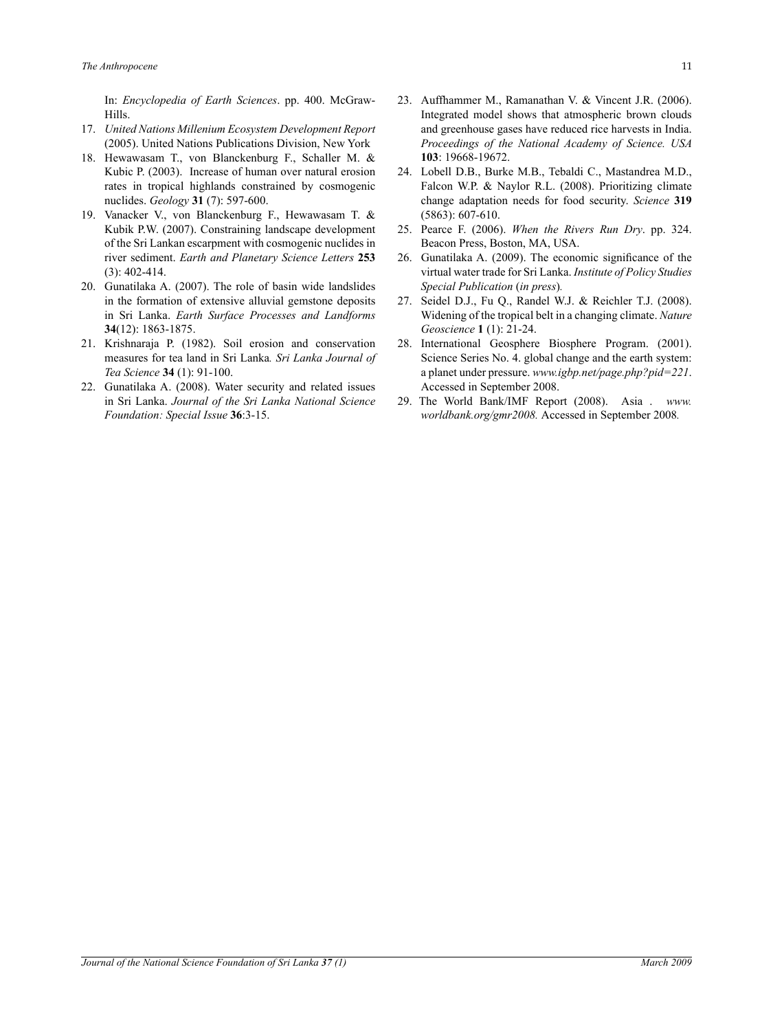In: *Encyclopedia of Earth Sciences*. pp. 400. McGraw-Hills.

17. *United Nations Millenium Ecosystem Development Report* (2005). United Nations Publications Division, New York
18. Hewawasam T., von Blanckenburg F., Schaller M. & Kubic P. (2003). Increase of human over natural erosion rates in tropical highlands constrained by cosmogenic nuclides. *Geology* **31** (7): 597-600.
19. Vanacker V., von Blanckenburg F., Hewawasam T. & Kubik P.W. (2007). Constraining landscape development of the Sri Lankan escarpment with cosmogenic nuclides in river sediment. *Earth and Planetary Science Letters* **253** (3): 402-414.
20. Gunatilaka A. (2007). The role of basin wide landslides in the formation of extensive alluvial gemstone deposits in Sri Lanka. *Earth Surface Processes and Landforms* **34**(12): 1863-1875.
21. Krishnaraja P. (1982). Soil erosion and conservation measures for tea land in Sri Lanka*. Sri Lanka Journal of Tea Science* **34** (1): 91-100.
22. Gunatilaka A. (2008). Water security and related issues in Sri Lanka. *Journal of the Sri Lanka National Science Foundation: Special Issue* **36**:3-15.
23. Auffhammer M., Ramanathan V. & Vincent J.R. (2006). Integrated model shows that atmospheric brown clouds and greenhouse gases have reduced rice harvests in India. *Proceedings of the National Academy of Science. USA* **103**: 19668-19672.
24. Lobell D.B., Burke M.B., Tebaldi C., Mastandrea M.D., Falcon W.P. & Naylor R.L. (2008). Prioritizing climate change adaptation needs for food security. *Science* **319** (5863): 607-610.
25. Pearce F. (2006). *When the Rivers Run Dry*. pp. 324. Beacon Press, Boston, MA, USA.
26. Gunatilaka A. (2009). The economic significance of the virtual water trade for Sri Lanka. *Institute of Policy Studies Special Publication* (*in press*)*.*
27. Seidel D.J., Fu Q., Randel W.J. & Reichler T.J. (2008). Widening of the tropical belt in a changing climate. *Nature Geoscience* **1** (1): 21-24.
28. International Geosphere Biosphere Program. (2001). Science Series No. 4. global change and the earth system: a planet under pressure. *www.igbp.net/page.php?pid=221*. Accessed in September 2008.
29. The World Bank/IMF Report (2008). Asia . *www. worldbank.org/gmr2008.* Accessed in September 2008*.*